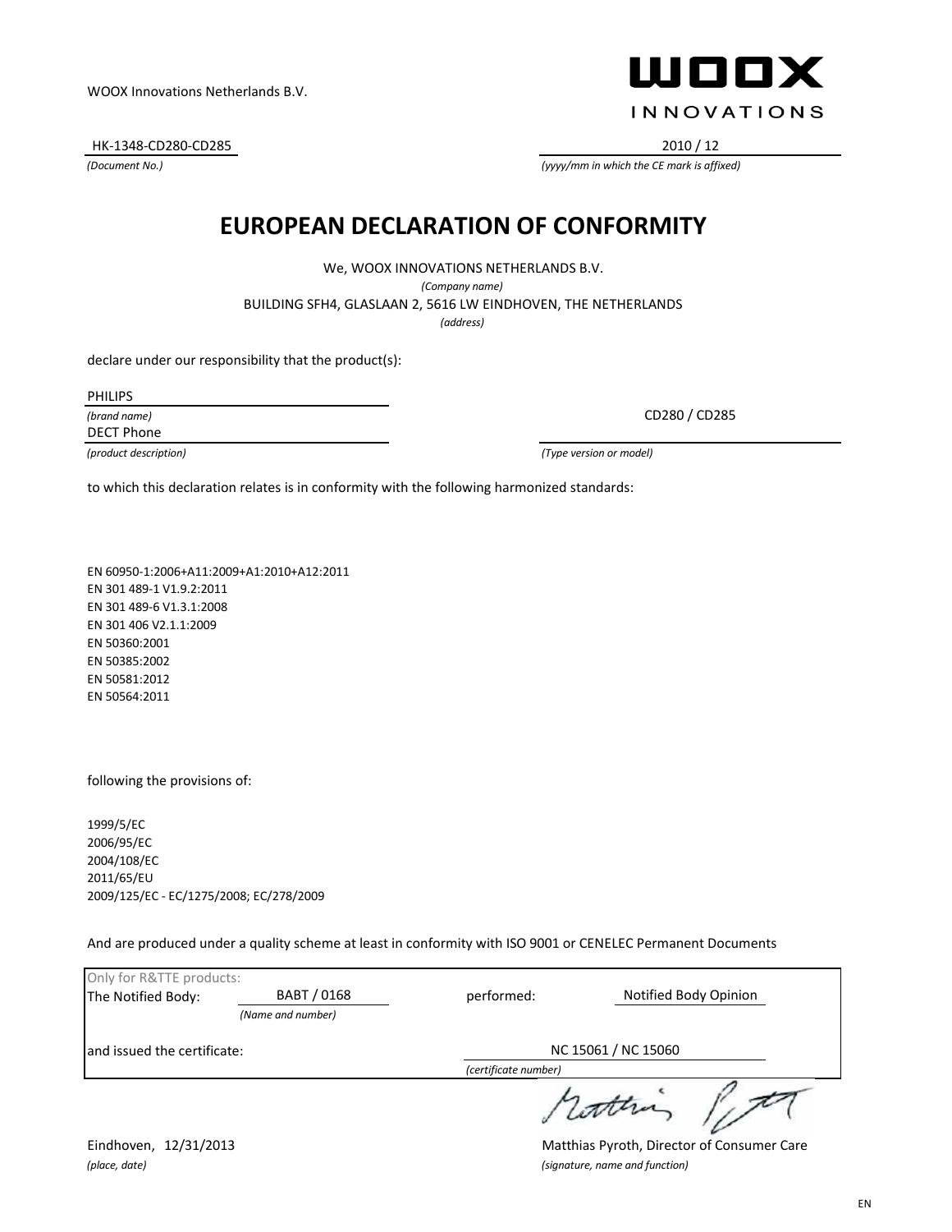WOOX Innovations Netherlands B.V.

WOOX INNOVATIONS

HK-1348-CD280-CD285
*(Document No.)*

2010 / 12
*(yyyy/mm in which the CE mark is affixed)*

# EUROPEAN DECLARATION OF CONFORMITY

We, WOOX INNOVATIONS NETHERLANDS B.V.
*(Company name)*

BUILDING SFH4, GLASLAAN 2, 5616 LW EINDHOVEN, THE NETHERLANDS
*(address)*

declare under our responsibility that the product(s):

PHILIPS
*(brand name)*

DECT Phone
*(product description)*

CD280 / CD285
*(Type version or model)*

to which this declaration relates is in conformity with the following harmonized standards:

EN 60950-1:2006+A11:2009+A1:2010+A12:2011
EN 301 489-1 V1.9.2:2011
EN 301 489-6 V1.3.1:2008
EN 301 406 V2.1.1:2009
EN 50360:2001
EN 50385:2002
EN 50581:2012
EN 50564:2011

following the provisions of:

1999/5/EC
2006/95/EC
2004/108/EC
2011/65/EU
2009/125/EC - EC/1275/2008; EC/278/2009

And are produced under a quality scheme at least in conformity with ISO 9001 or CENELEC Permanent Documents

Only for R&TTE products:

The Notified Body: BABT / 0168 *(Name and number)* performed: Notified Body Opinion

and issued the certificate: NC 15061 / NC 15060 *(certificate number)*

Eindhoven, 12/31/2013
*(place, date)*

Matthias Pyroth, Director of Consumer Care
*(signature, name and function)*

EN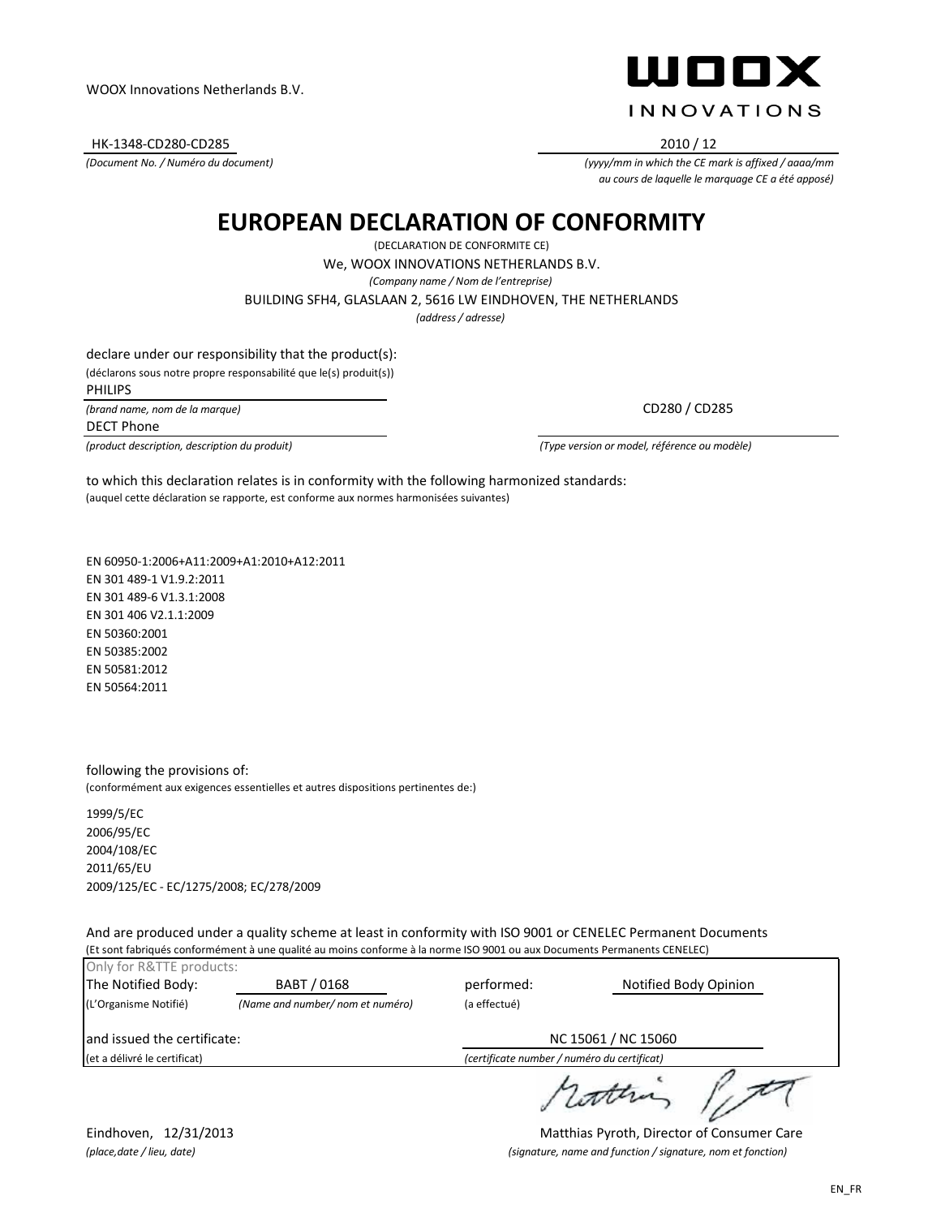WOOX Innovations Netherlands B.V.

**WOOX INNOVATIONS**

HK-1348-CD280-CD285

*(Document No. / Numéro du document)*

2010 / 12

*(yyyy/mm in which the CE mark is affixed / aaaa/mm au cours de laquelle le marquage CE a été apposé)*

# EUROPEAN DECLARATION OF CONFORMITY

(DECLARATION DE CONFORMITE CE)

We, WOOX INNOVATIONS NETHERLANDS B.V.

*(Company name / Nom de l'entreprise)*

BUILDING SFH4, GLASLAAN 2, 5616 LW EINDHOVEN, THE NETHERLANDS

*(address / adresse)*

declare under our responsibility that the product(s):

(déclarons sous notre propre responsabilité que le(s) produit(s))

PHILIPS

*(brand name, nom de la marque)*

DECT Phone

*(product description, description du produit)*

CD280 / CD285

*(Type version or model, référence ou modèle)*

to which this declaration relates is in conformity with the following harmonized standards:

(auquel cette déclaration se rapporte, est conforme aux normes harmonisées suivantes)

EN 60950-1:2006+A11:2009+A1:2010+A12:2011
EN 301 489-1 V1.9.2:2011
EN 301 489-6 V1.3.1:2008
EN 301 406 V2.1.1:2009
EN 50360:2001
EN 50385:2002
EN 50581:2012
EN 50564:2011

following the provisions of:

(conformément aux exigences essentielles et autres dispositions pertinentes de:)

1999/5/EC
2006/95/EC
2004/108/EC
2011/65/EU
2009/125/EC - EC/1275/2008; EC/278/2009

And are produced under a quality scheme at least in conformity with ISO 9001 or CENELEC Permanent Documents

(Et sont fabriqués conformément à une qualité au moins conforme à la norme ISO 9001 ou aux Documents Permanents CENELEC)

Only for R&TTE products:

| The Notified Body: | BABT / 0168 | performed: | Notified Body Opinion |
|---|---|---|---|
| (L'Organisme Notifié) | *(Name and number/ nom et numéro)* | (a effectué) | |
| and issued the certificate: | | NC 15061 / NC 15060 | |
| (et a délivré le certificat) | | *(certificate number / numéro du certificat)* | |

Eindhoven, 12/31/2013

*(place,date / lieu, date)*

Matthias Pyroth, Director of Consumer Care

*(signature, name and function / signature, nom et fonction)*

EN_FR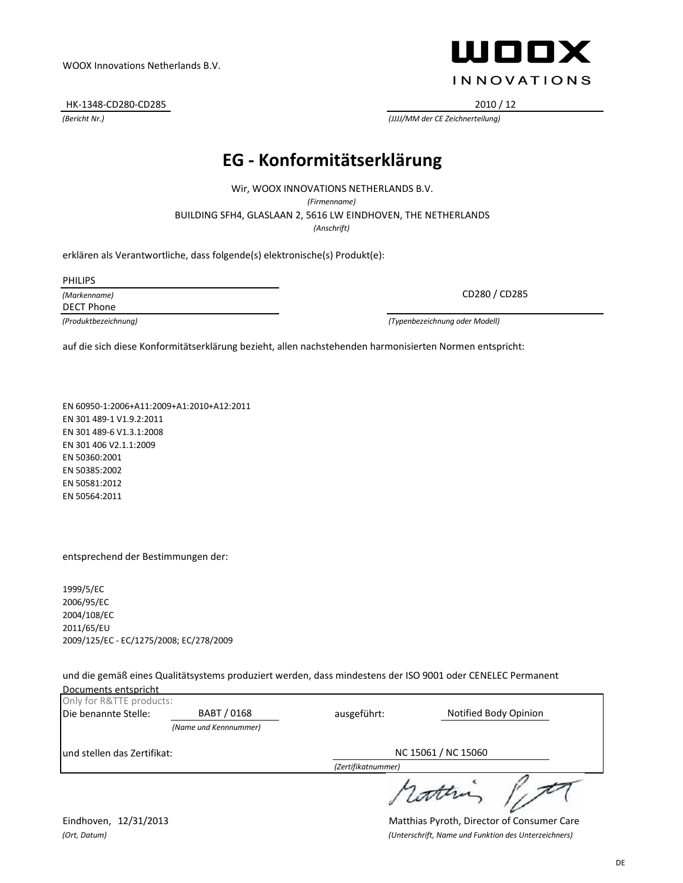WOOX Innovations Netherlands B.V.

WOOX INNOVATIONS

HK-1348-CD280-CD285
*(Bericht Nr.)*

2010 / 12
*(JJJJ/MM der CE Zeichnerteilung)*

# EG - Konformitätserklärung

Wir, WOOX INNOVATIONS NETHERLANDS B.V.
*(Firmenname)*

BUILDING SFH4, GLASLAAN 2, 5616 LW EINDHOVEN, THE NETHERLANDS
*(Anschrift)*

erklären als Verantwortliche, dass folgende(s) elektronische(s) Produkt(e):

PHILIPS
*(Markenname)*

DECT Phone
*(Produktbezeichnung)*

CD280 / CD285
*(Typenbezeichnung oder Modell)*

auf die sich diese Konformitätserklärung bezieht, allen nachstehenden harmonisierten Normen entspricht:

EN 60950-1:2006+A11:2009+A1:2010+A12:2011
EN 301 489-1 V1.9.2:2011
EN 301 489-6 V1.3.1:2008
EN 301 406 V2.1.1:2009
EN 50360:2001
EN 50385:2002
EN 50581:2012
EN 50564:2011

entsprechend der Bestimmungen der:

1999/5/EC
2006/95/EC
2004/108/EC
2011/65/EU
2009/125/EC - EC/1275/2008; EC/278/2009

und die gemäß eines Qualitätsystems produziert werden, dass mindestens der ISO 9001 oder CENELEC Permanent Documents entspricht

Only for R&TTE products:

Die benannte Stelle: BABT / 0168 *(Name und Kennnummer)* ausgeführt: Notified Body Opinion

und stellen das Zertifikat: NC 15061 / NC 15060 *(Zertifikatnummer)*

Eindhoven, 12/31/2013
*(Ort, Datum)*

Matthias Pyroth, Director of Consumer Care
*(Unterschrift, Name und Funktion des Unterzeichners)*

DE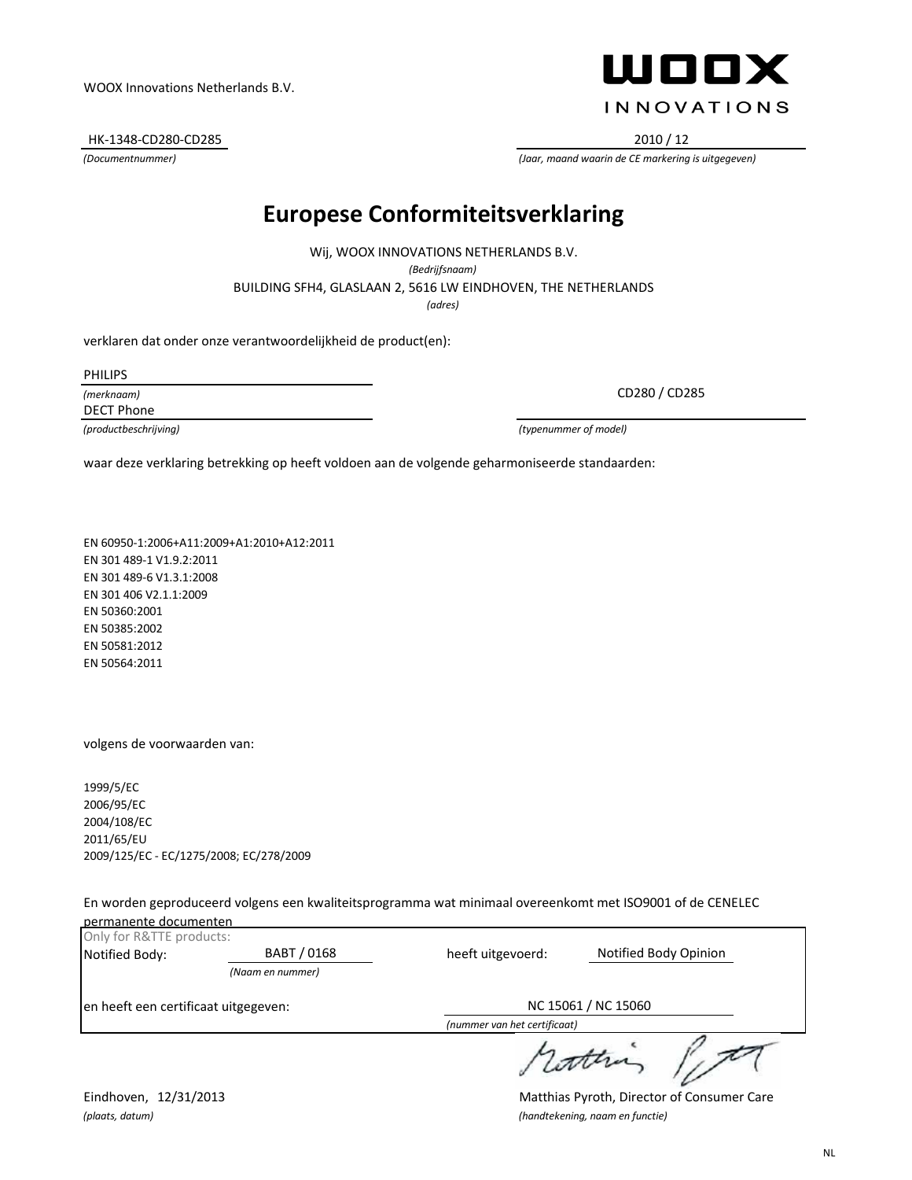WOOX Innovations Netherlands B.V.

WOOX INNOVATIONS

HK-1348-CD280-CD285 | 2010 / 12

*(Documentnummer)* | *(Jaar, maand waarin de CE markering is uitgegeven)*

# Europese Conformiteitsverklaring

Wij, WOOX INNOVATIONS NETHERLANDS B.V.

*(Bedrijfsnaam)*

BUILDING SFH4, GLASLAAN 2, 5616 LW EINDHOVEN, THE NETHERLANDS

*(adres)*

verklaren dat onder onze verantwoordelijkheid de product(en):

PHILIPS

*(merknaam)*

DECT Phone

*(productbeschrijving)*

CD280 / CD285

*(typenummer of model)*

waar deze verklaring betrekking op heeft voldoen aan de volgende geharmoniseerde standaarden:

EN 60950-1:2006+A11:2009+A1:2010+A12:2011
EN 301 489-1 V1.9.2:2011
EN 301 489-6 V1.3.1:2008
EN 301 406 V2.1.1:2009
EN 50360:2001
EN 50385:2002
EN 50581:2012
EN 50564:2011

volgens de voorwaarden van:

1999/5/EC
2006/95/EC
2004/108/EC
2011/65/EU
2009/125/EC - EC/1275/2008; EC/278/2009

En worden geproduceerd volgens een kwaliteitsprogramma wat minimaal overeenkomt met ISO9001 of de CENELEC permanente documenten

Only for R&TTE products:

Notified Body: BABT / 0168 *(Naam en nummer)* heeft uitgevoerd: Notified Body Opinion

en heeft een certificaat uitgegeven: NC 15061 / NC 15060 *(nummer van het certificaat)*

Eindhoven, 12/31/2013

*(plaats, datum)*

Matthias Pyroth, Director of Consumer Care

*(handtekening, naam en functie)*

NL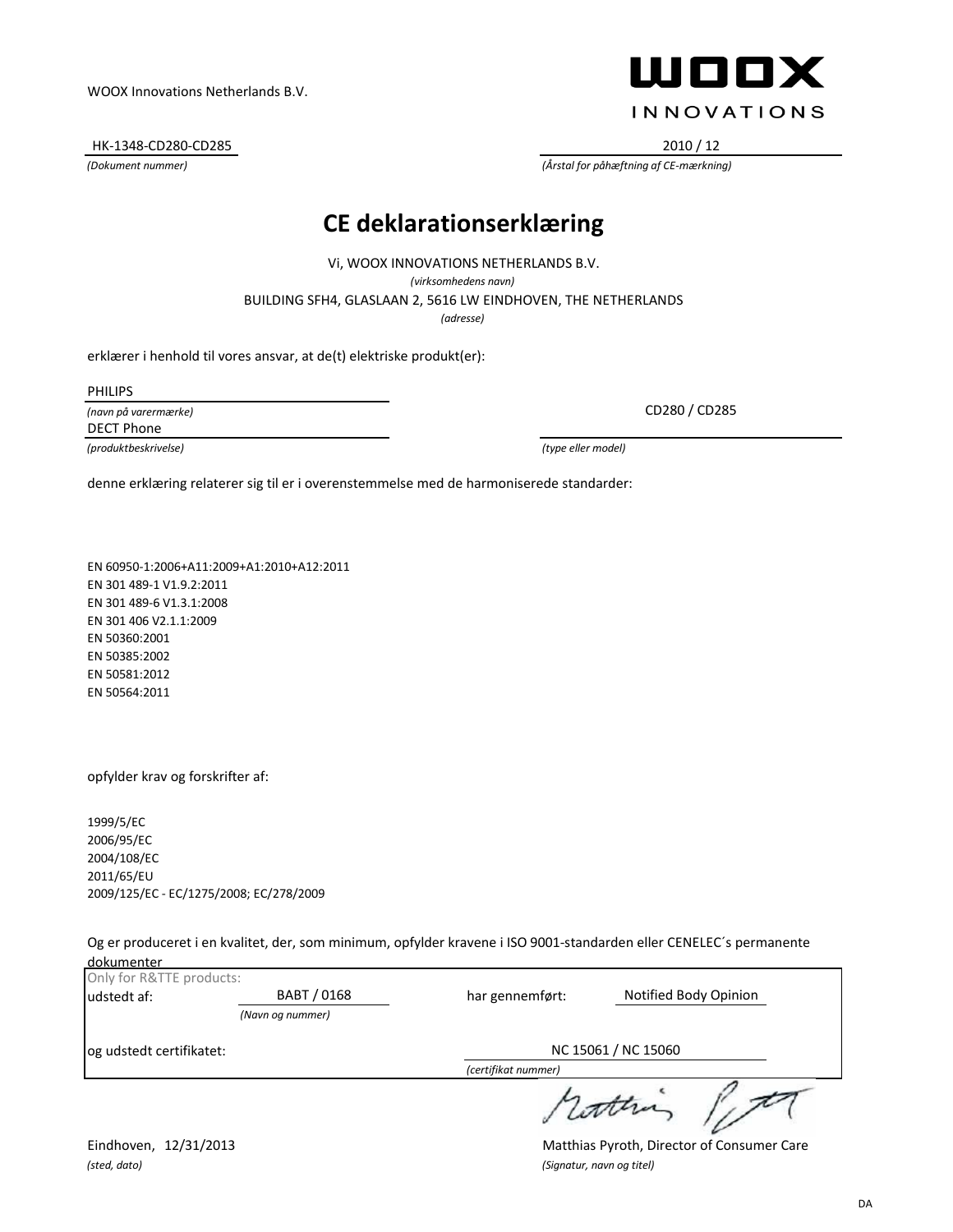WOOX Innovations Netherlands B.V.

**WOOX INNOVATIONS**

HK-1348-CD280-CD285

*(Dokument nummer)*

2010 / 12

*(Årstal for påhæftning af CE-mærkning)*

# CE deklarationserklæring

Vi, WOOX INNOVATIONS NETHERLANDS B.V.

*(virksomhedens navn)*

BUILDING SFH4, GLASLAAN 2, 5616 LW EINDHOVEN, THE NETHERLANDS

*(adresse)*

erklærer i henhold til vores ansvar, at de(t) elektriske produkt(er):

PHILIPS

*(navn på varermærke)*

DECT Phone

*(produktbeskrivelse)*

CD280 / CD285

*(type eller model)*

denne erklæring relaterer sig til er i overenstemmelse med de harmoniserede standarder:

EN 60950-1:2006+A11:2009+A1:2010+A12:2011
EN 301 489-1 V1.9.2:2011
EN 301 489-6 V1.3.1:2008
EN 301 406 V2.1.1:2009
EN 50360:2001
EN 50385:2002
EN 50581:2012
EN 50564:2011

opfylder krav og forskrifter af:

1999/5/EC
2006/95/EC
2004/108/EC
2011/65/EU
2009/125/EC - EC/1275/2008; EC/278/2009

Og er produceret i en kvalitet, der, som minimum, opfylder kravene i ISO 9001-standarden eller CENELEC´s permanente dokumenter

Only for R&TTE products:

udstedt af: BABT / 0168 *(Navn og nummer)* har gennemført: Notified Body Opinion

og udstedt certifikatet: NC 15061 / NC 15060 *(certifikat nummer)*

Eindhoven, 12/31/2013

*(sted, dato)*

Matthias Pyroth, Director of Consumer Care

*(Signatur, navn og titel)*

DA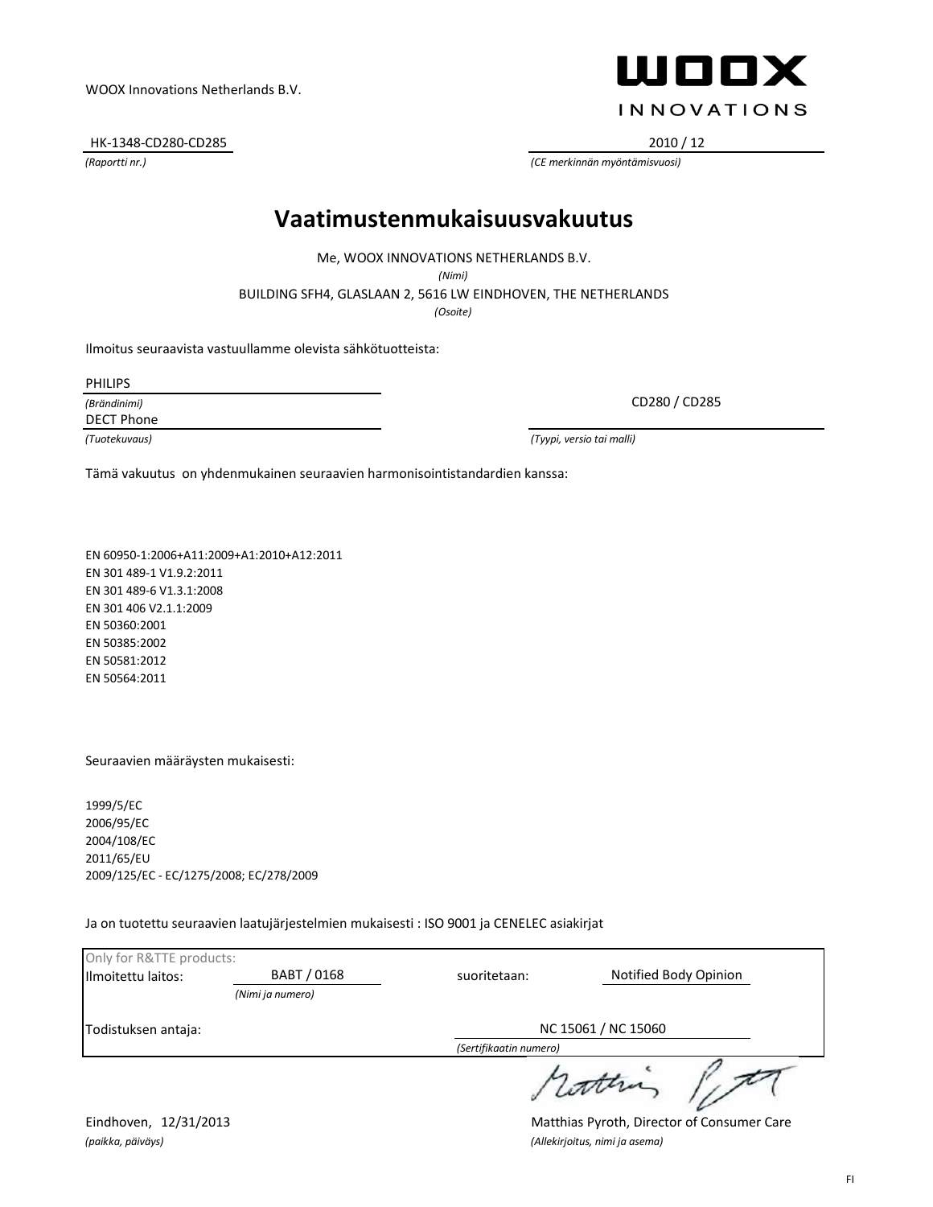WOOX Innovations Netherlands B.V.

WOOX INNOVATIONS

HK-1348-CD280-CD285
*(Raportti nr.)*

2010 / 12
*(CE merkinnän myöntämisvuosi)*

# Vaatimustenmukaisuusvakuutus

Me, WOOX INNOVATIONS NETHERLANDS B.V.
*(Nimi)*

BUILDING SFH4, GLASLAAN 2, 5616 LW EINDHOVEN, THE NETHERLANDS
*(Osoite)*

Ilmoitus seuraavista vastuullamme olevista sähkötuotteista:

PHILIPS
*(Brändinimi)*

DECT Phone
*(Tuotekuvaus)*

CD280 / CD285
*(Tyypi, versio tai malli)*

Tämä vakuutus on yhdenmukainen seuraavien harmonisointistandardien kanssa:

EN 60950-1:2006+A11:2009+A1:2010+A12:2011
EN 301 489-1 V1.9.2:2011
EN 301 489-6 V1.3.1:2008
EN 301 406 V2.1.1:2009
EN 50360:2001
EN 50385:2002
EN 50581:2012
EN 50564:2011

Seuraavien määräysten mukaisesti:

1999/5/EC
2006/95/EC
2004/108/EC
2011/65/EU
2009/125/EC - EC/1275/2008; EC/278/2009

Ja on tuotettu seuraavien laatujärjestelmien mukaisesti : ISO 9001 ja CENELEC asiakirjat

Only for R&TTE products:

| Ilmoitettu laitos: | BABT / 0168 *(Nimi ja numero)* | suoritetaan: | Notified Body Opinion |
|---|---|---|---|
| Todistuksen antaja: | | NC 15061 / NC 15060 *(Sertifikaatin numero)* | |

Eindhoven, 12/31/2013
*(paikka, päiväys)*

Matthias Pyroth, Director of Consumer Care
*(Allekirjoitus, nimi ja asema)*

FI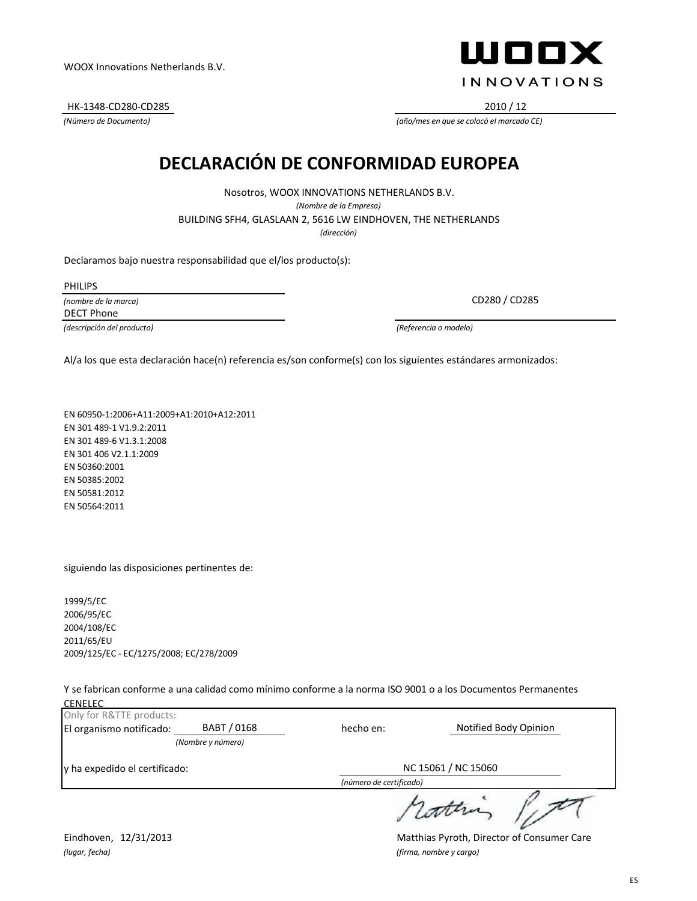WOOX Innovations Netherlands B.V.

WOOX INNOVATIONS

HK-1348-CD280-CD285
*(Número de Documento)*

2010 / 12
*(año/mes en que se colocó el marcado CE)*

# DECLARACIÓN DE CONFORMIDAD EUROPEA

Nosotros, WOOX INNOVATIONS NETHERLANDS B.V.
*(Nombre de la Empresa)*

BUILDING SFH4, GLASLAAN 2, 5616 LW EINDHOVEN, THE NETHERLANDS
*(dirección)*

Declaramos bajo nuestra responsabilidad que el/los producto(s):

PHILIPS
*(nombre de la marca)*

DECT Phone
*(descripción del producto)*

CD280 / CD285
*(Referencia o modelo)*

Al/a los que esta declaración hace(n) referencia es/son conforme(s) con los siguientes estándares armonizados:

EN 60950-1:2006+A11:2009+A1:2010+A12:2011
EN 301 489-1 V1.9.2:2011
EN 301 489-6 V1.3.1:2008
EN 301 406 V2.1.1:2009
EN 50360:2001
EN 50385:2002
EN 50581:2012
EN 50564:2011

siguiendo las disposiciones pertinentes de:

1999/5/EC
2006/95/EC
2004/108/EC
2011/65/EU
2009/125/EC - EC/1275/2008; EC/278/2009

Y se fabrican conforme a una calidad como mínimo conforme a la norma ISO 9001 o a los Documentos Permanentes CENELEC

Only for R&TTE products:

El organismo notificado: BABT / 0168 *(Nombre y número)* hecho en: Notified Body Opinion

y ha expedido el certificado: NC 15061 / NC 15060 *(número de certificado)*

Eindhoven, 12/31/2013
*(lugar, fecha)*

Matthias Pyroth, Director of Consumer Care
*(firma, nombre y cargo)*

ES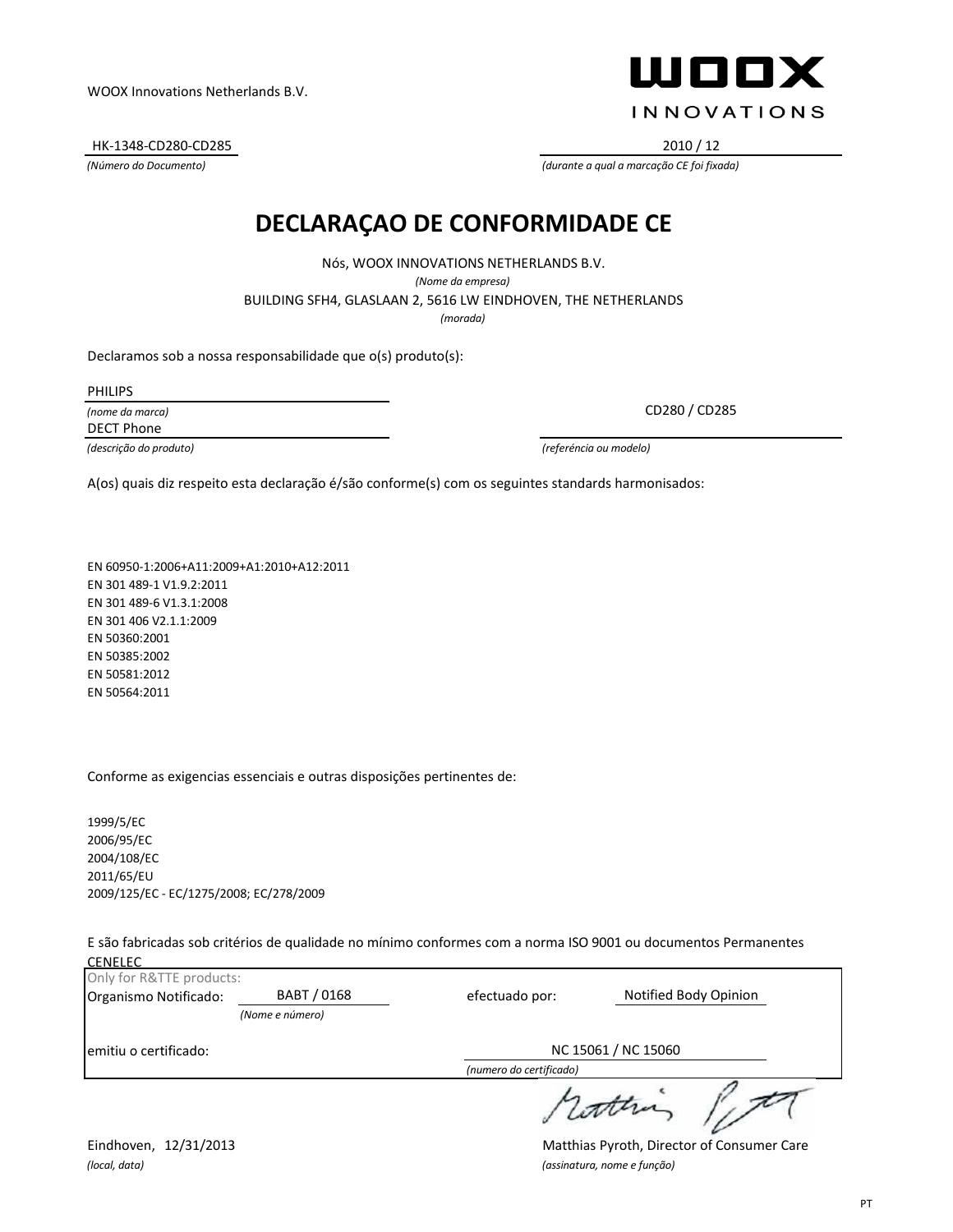WOOX Innovations Netherlands B.V.

WOOX INNOVATIONS

HK-1348-CD280-CD285
*(Número do Documento)*

2010 / 12
*(durante a qual a marcação CE foi fixada)*

# DECLARAÇAO DE CONFORMIDADE CE

Nós, WOOX INNOVATIONS NETHERLANDS B.V.
*(Nome da empresa)*
BUILDING SFH4, GLASLAAN 2, 5616 LW EINDHOVEN, THE NETHERLANDS
*(morada)*

Declaramos sob a nossa responsabilidade que o(s) produto(s):

PHILIPS
*(nome da marca)*
DECT Phone
*(descrição do produto)*

CD280 / CD285
*(referéncia ou modelo)*

A(os) quais diz respeito esta declaração é/são conforme(s) com os seguintes standards harmonisados:

EN 60950-1:2006+A11:2009+A1:2010+A12:2011
EN 301 489-1 V1.9.2:2011
EN 301 489-6 V1.3.1:2008
EN 301 406 V2.1.1:2009
EN 50360:2001
EN 50385:2002
EN 50581:2012
EN 50564:2011

Conforme as exigencias essenciais e outras disposições pertinentes de:

1999/5/EC
2006/95/EC
2004/108/EC
2011/65/EU
2009/125/EC - EC/1275/2008; EC/278/2009

E são fabricadas sob critérios de qualidade no mínimo conformes com a norma ISO 9001 ou documentos Permanentes CENELEC

Only for R&TTE products:

Organismo Notificado: BABT / 0168 *(Nome e número)* efectuado por: Notified Body Opinion

emitiu o certificado: NC 15061 / NC 15060 *(numero do certificado)*

Eindhoven, 12/31/2013
*(local, data)*

Matthias Pyroth, Director of Consumer Care
*(assinatura, nome e função)*

PT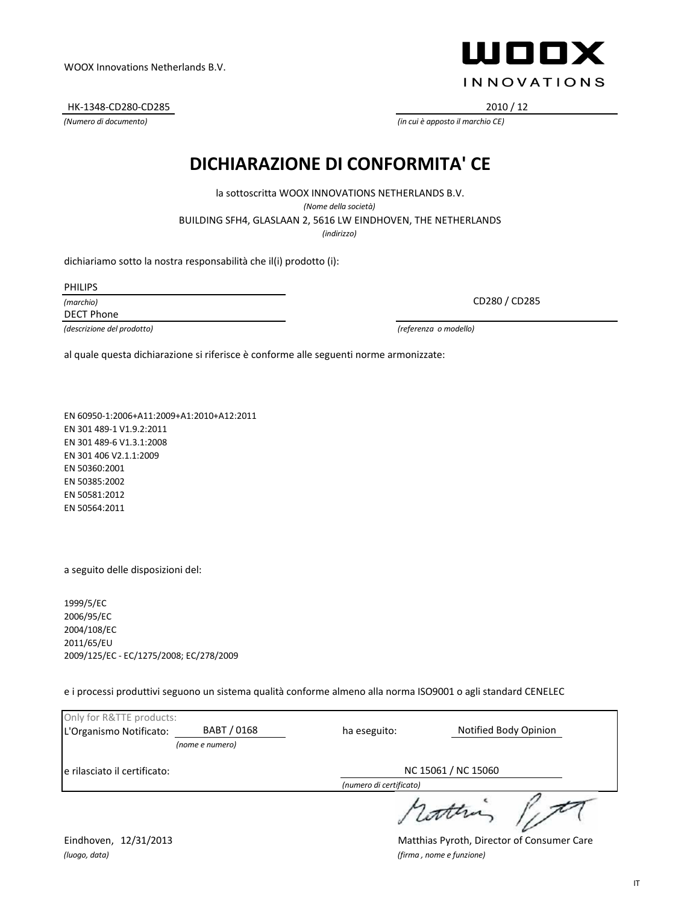WOOX Innovations Netherlands B.V.

**WOOX INNOVATIONS**

HK-1348-CD280-CD285
*(Numero di documento)*

2010 / 12
*(in cui è apposto il marchio CE)*

# DICHIARAZIONE DI CONFORMITA' CE

la sottoscritta WOOX INNOVATIONS NETHERLANDS B.V.
*(Nome della società)*
BUILDING SFH4, GLASLAAN 2, 5616 LW EINDHOVEN, THE NETHERLANDS
*(indirizzo)*

dichiariamo sotto la nostra responsabilità che il(i) prodotto (i):

PHILIPS
*(marchio)*
DECT Phone
*(descrizione del prodotto)*

CD280 / CD285
*(referenza o modello)*

al quale questa dichiarazione si riferisce è conforme alle seguenti norme armonizzate:

EN 60950-1:2006+A11:2009+A1:2010+A12:2011
EN 301 489-1 V1.9.2:2011
EN 301 489-6 V1.3.1:2008
EN 301 406 V2.1.1:2009
EN 50360:2001
EN 50385:2002
EN 50581:2012
EN 50564:2011

a seguito delle disposizioni del:

1999/5/EC
2006/95/EC
2004/108/EC
2011/65/EU
2009/125/EC - EC/1275/2008; EC/278/2009

e i processi produttivi seguono un sistema qualità conforme almeno alla norma ISO9001 o agli standard CENELEC

Only for R&TTE products:
L'Organismo Notificato: BABT / 0168 *(nome e numero)* ha eseguito: Notified Body Opinion
e rilasciato il certificato: NC 15061 / NC 15060 *(numero di certificato)*

Eindhoven, 12/31/2013
*(luogo, data)*

Matthias Pyroth, Director of Consumer Care
*(firma , nome e funzione)*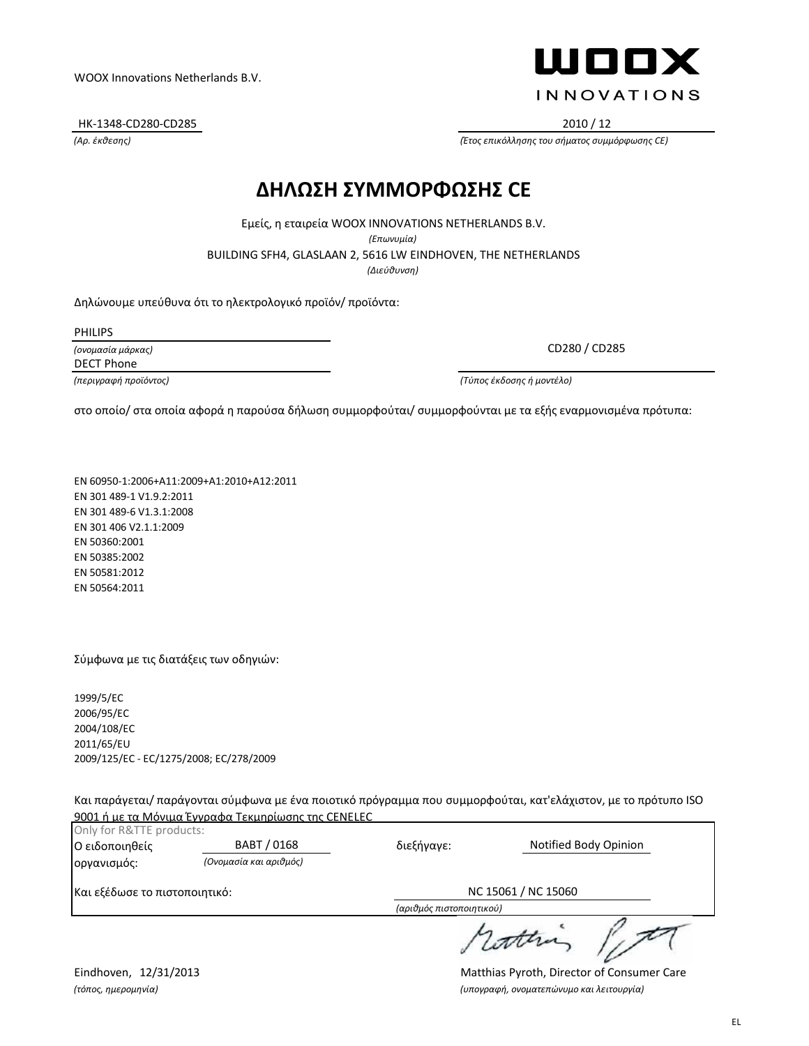WOOX Innovations Netherlands B.V.

WOOX INNOVATIONS

HK-1348-CD280-CD285
*(Αρ. έκθεσης)*

2010 / 12
*(Έτος επικόλλησης του σήματος συμμόρφωσης CE)*

# ΔΗΛΩΣΗ ΣΥΜΜΟΡΦΩΣΗΣ CE

Εμείς, η εταιρεία WOOX INNOVATIONS NETHERLANDS B.V.
*(Επωνυμία)*
BUILDING SFH4, GLASLAAN 2, 5616 LW EINDHOVEN, THE NETHERLANDS
*(Διεύθυνση)*

Δηλώνουμε υπεύθυνα ότι το ηλεκτρολογικό προϊόν/ προϊόντα:

PHILIPS
*(ονομασία μάρκας)*

DECT Phone
*(περιγραφή προϊόντος)*

CD280 / CD285
*(Τύπος έκδοσης ή μοντέλο)*

στο οποίο/ στα οποία αφορά η παρούσα δήλωση συμμορφούται/ συμμορφούνται με τα εξής εναρμονισμένα πρότυπα:

EN 60950-1:2006+A11:2009+A1:2010+A12:2011
EN 301 489-1 V1.9.2:2011
EN 301 489-6 V1.3.1:2008
EN 301 406 V2.1.1:2009
EN 50360:2001
EN 50385:2002
EN 50581:2012
EN 50564:2011

Σύμφωνα με τις διατάξεις των οδηγιών:

1999/5/EC
2006/95/EC
2004/108/EC
2011/65/EU
2009/125/EC - EC/1275/2008; EC/278/2009

Και παράγεται/ παράγονται σύμφωνα με ένα ποιοτικό πρόγραμμα που συμμορφούται, κατ'ελάχιστον, με το πρότυπο ISO 9001 ή με τα Μόνιμα Έγγραφα Τεκμηρίωσης της CENELEC

Only for R&TTE products:

Ο ειδοποιηθείς οργανισμός: BABT / 0168 *(Ονομασία και αριθμός)* διεξήγαγε: Notified Body Opinion

Και εξέδωσε το πιστοποιητικό: NC 15061 / NC 15060 *(αριθμός πιστοποιητικού)*

Eindhoven, 12/31/2013
*(τόπος, ημερομηνία)*

Matthias Pyroth, Director of Consumer Care
*(υπογραφή, ονοματεπώνυμο και λειτουργία)*

EL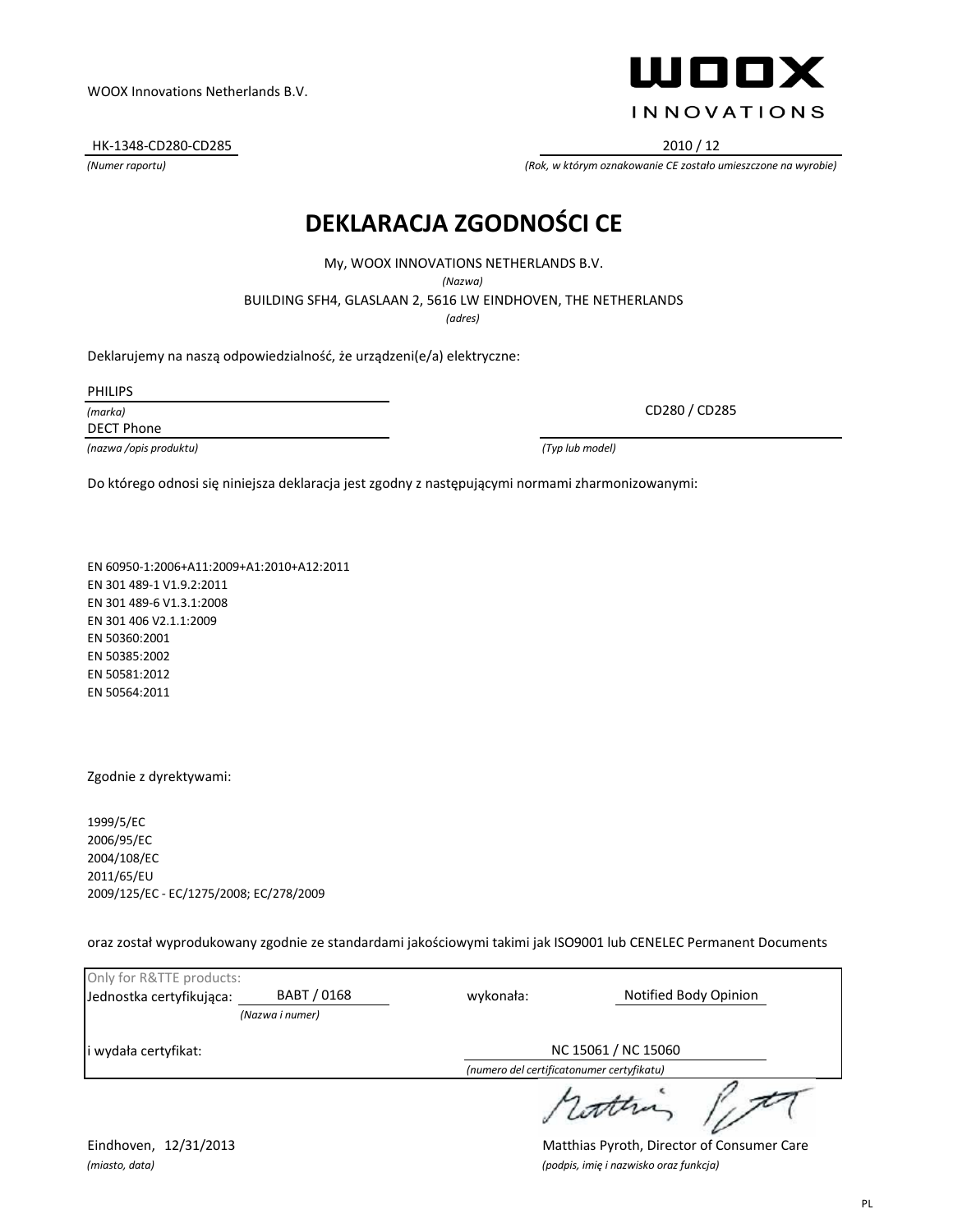WOOX Innovations Netherlands B.V.

WOOX INNOVATIONS

HK-1348-CD280-CD285
*(Numer raportu)*

2010 / 12
*(Rok, w którym oznakowanie CE zostało umieszczone na wyrobie)*

# DEKLARACJA ZGODNOŚCI CE

My, WOOX INNOVATIONS NETHERLANDS B.V.
*(Nazwa)*

BUILDING SFH4, GLASLAAN 2, 5616 LW EINDHOVEN, THE NETHERLANDS
*(adres)*

Deklarujemy na naszą odpowiedzialność, że urządzeni(e/a) elektryczne:

PHILIPS
*(marka)*

DECT Phone
*(nazwa /opis produktu)*

CD280 / CD285
*(Typ lub model)*

Do którego odnosi się niniejsza deklaracja jest zgodny z następującymi normami zharmonizowanymi:

EN 60950-1:2006+A11:2009+A1:2010+A12:2011
EN 301 489-1 V1.9.2:2011
EN 301 489-6 V1.3.1:2008
EN 301 406 V2.1.1:2009
EN 50360:2001
EN 50385:2002
EN 50581:2012
EN 50564:2011

Zgodnie z dyrektywami:

1999/5/EC
2006/95/EC
2004/108/EC
2011/65/EU
2009/125/EC - EC/1275/2008; EC/278/2009

oraz został wyprodukowany zgodnie ze standardami jakościowymi takimi jak ISO9001 lub CENELEC Permanent Documents

Only for R&TTE products:

Jednostka certyfikująca: BABT / 0168 *(Nazwa i numer)* wykonała: Notified Body Opinion

i wydała certyfikat: NC 15061 / NC 15060 *(numero del certificatonumer certyfikatu)*

Eindhoven, 12/31/2013
*(miasto, data)*

Matthias Pyroth, Director of Consumer Care
*(podpis, imię i nazwisko oraz funkcja)*

PL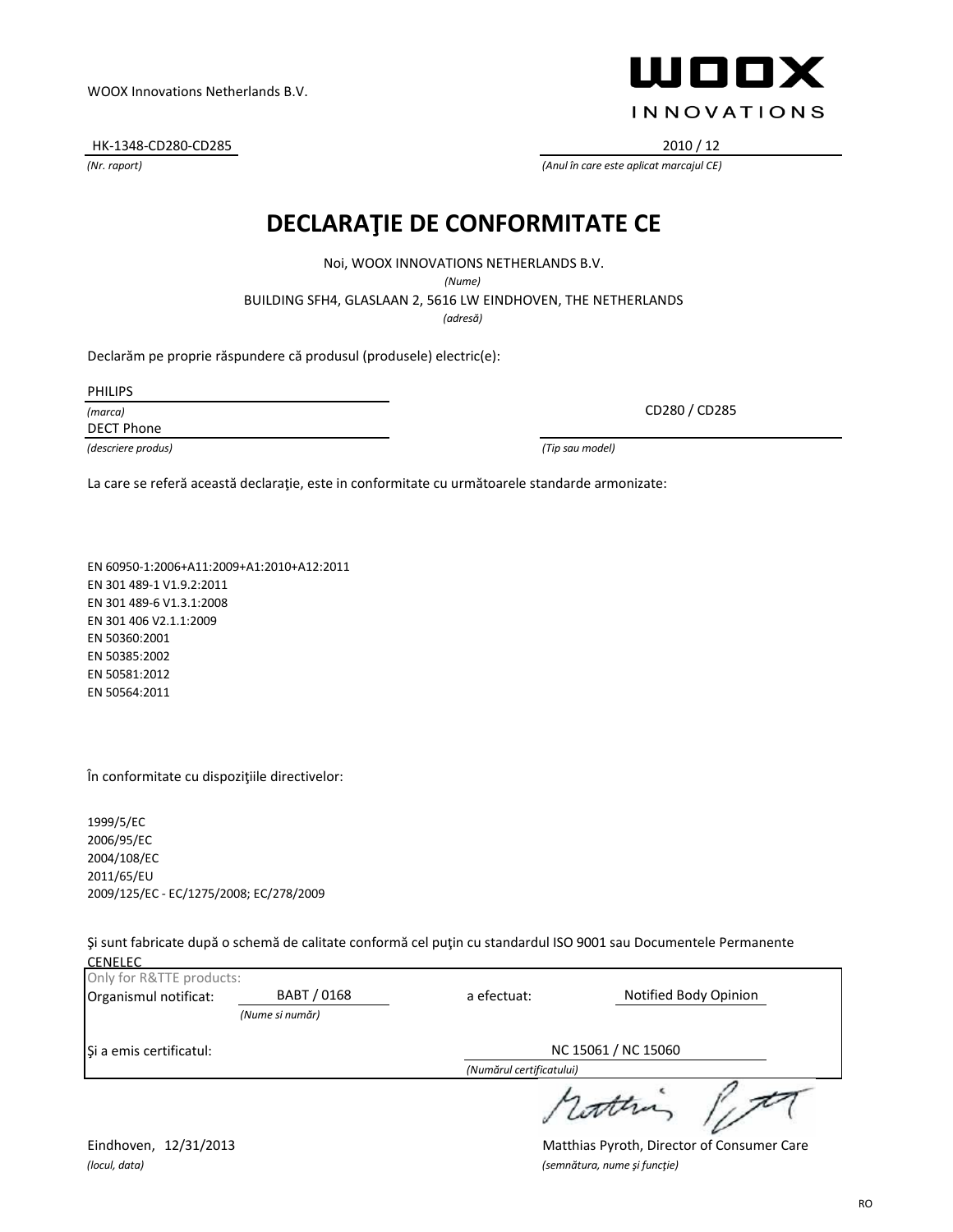WOOX Innovations Netherlands B.V.

WOOX INNOVATIONS

HK-1348-CD280-CD285
*(Nr. raport)*

2010 / 12
*(Anul în care este aplicat marcajul CE)*

# DECLARAŢIE DE CONFORMITATE CE

Noi, WOOX INNOVATIONS NETHERLANDS B.V.
*(Nume)*

BUILDING SFH4, GLASLAAN 2, 5616 LW EINDHOVEN, THE NETHERLANDS
*(adresă)*

Declarăm pe proprie răspundere că produsul (produsele) electric(e):

PHILIPS
*(marca)*

DECT Phone
*(descriere produs)*

CD280 / CD285
*(Tip sau model)*

La care se referă această declaraţie, este in conformitate cu următoarele standarde armonizate:

EN 60950-1:2006+A11:2009+A1:2010+A12:2011
EN 301 489-1 V1.9.2:2011
EN 301 489-6 V1.3.1:2008
EN 301 406 V2.1.1:2009
EN 50360:2001
EN 50385:2002
EN 50581:2012
EN 50564:2011

În conformitate cu dispoziţiile directivelor:

1999/5/EC
2006/95/EC
2004/108/EC
2011/65/EU
2009/125/EC - EC/1275/2008; EC/278/2009

Şi sunt fabricate după o schemă de calitate conformă cel puţin cu standardul ISO 9001 sau Documentele Permanente CENELEC

Only for R&TTE products:

Organismul notificat: BABT / 0168 *(Nume si număr)* a efectuat: Notified Body Opinion

Şi a emis certificatul: NC 15061 / NC 15060 *(Numărul certificatului)*

Eindhoven, 12/31/2013
*(locul, data)*

Matthias Pyroth, Director of Consumer Care
*(semnătura, nume şi funcţie)*

RO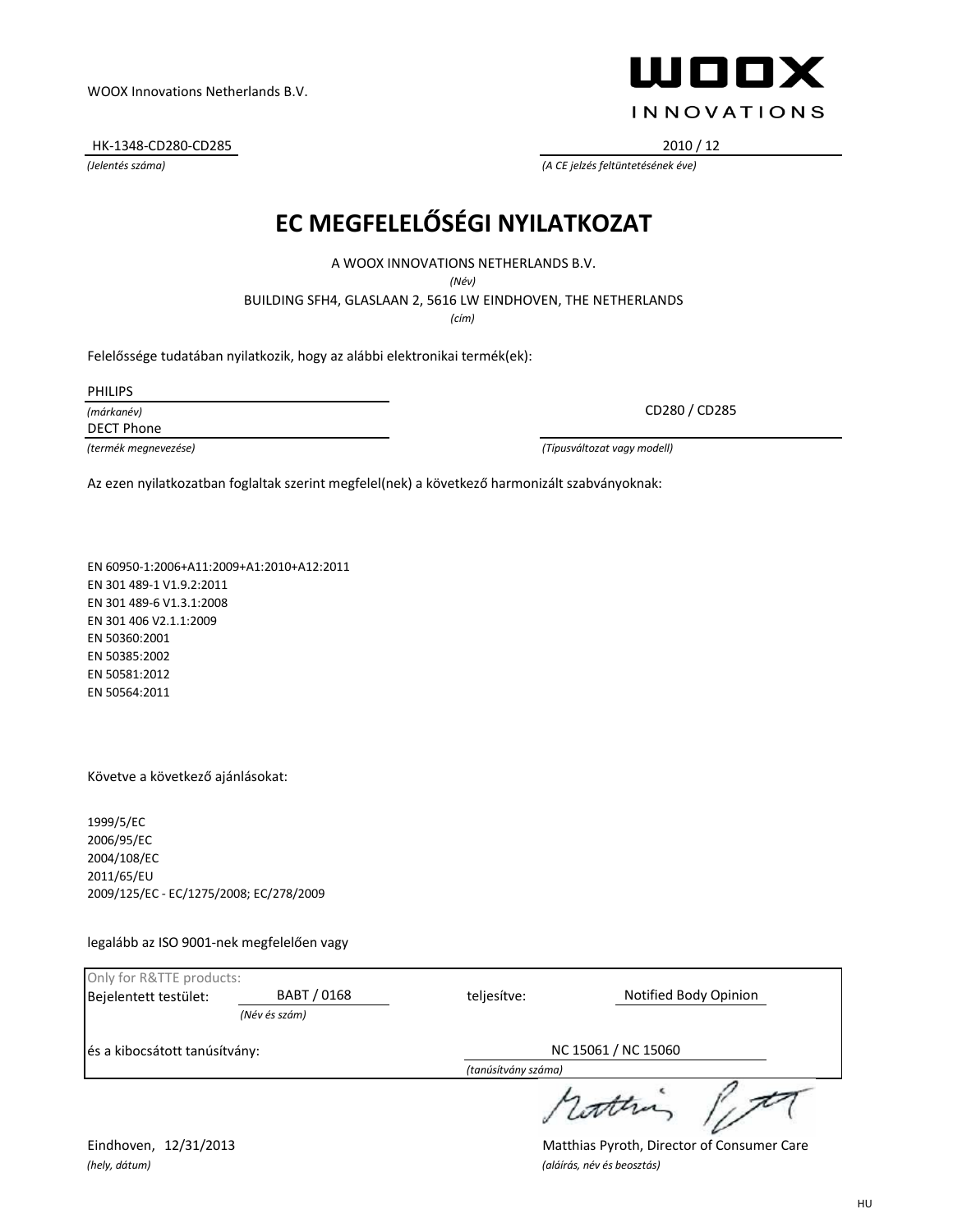WOOX Innovations Netherlands B.V.

WOOX INNOVATIONS

HK-1348-CD280-CD285
*(Jelentés száma)*

2010 / 12
*(A CE jelzés feltüntetésének éve)*

# EC MEGFELELŐSÉGI NYILATKOZAT

A WOOX INNOVATIONS NETHERLANDS B.V.
*(Név)*

BUILDING SFH4, GLASLAAN 2, 5616 LW EINDHOVEN, THE NETHERLANDS
*(cím)*

Felelőssége tudatában nyilatkozik, hogy az alábbi elektronikai termék(ek):

PHILIPS
*(márkanév)*

DECT Phone
*(termék megnevezése)*

CD280 / CD285
*(Típusváltozat vagy modell)*

Az ezen nyilatkozatban foglaltak szerint megfelel(nek) a következő harmonizált szabványoknak:

EN 60950-1:2006+A11:2009+A1:2010+A12:2011
EN 301 489-1 V1.9.2:2011
EN 301 489-6 V1.3.1:2008
EN 301 406 V2.1.1:2009
EN 50360:2001
EN 50385:2002
EN 50581:2012
EN 50564:2011

Követve a következő ajánlásokat:

1999/5/EC
2006/95/EC
2004/108/EC
2011/65/EU
2009/125/EC - EC/1275/2008; EC/278/2009

legalább az ISO 9001-nek megfelelően vagy

Only for R&TTE products:

Bejelentett testület: BABT / 0168 *(Név és szám)* teljesítve: Notified Body Opinion

és a kibocsátott tanúsítvány: NC 15061 / NC 15060 *(tanúsítvány száma)*

Eindhoven, 12/31/2013
*(hely, dátum)*

Matthias Pyroth, Director of Consumer Care
*(aláírás, név és beosztás)*

HU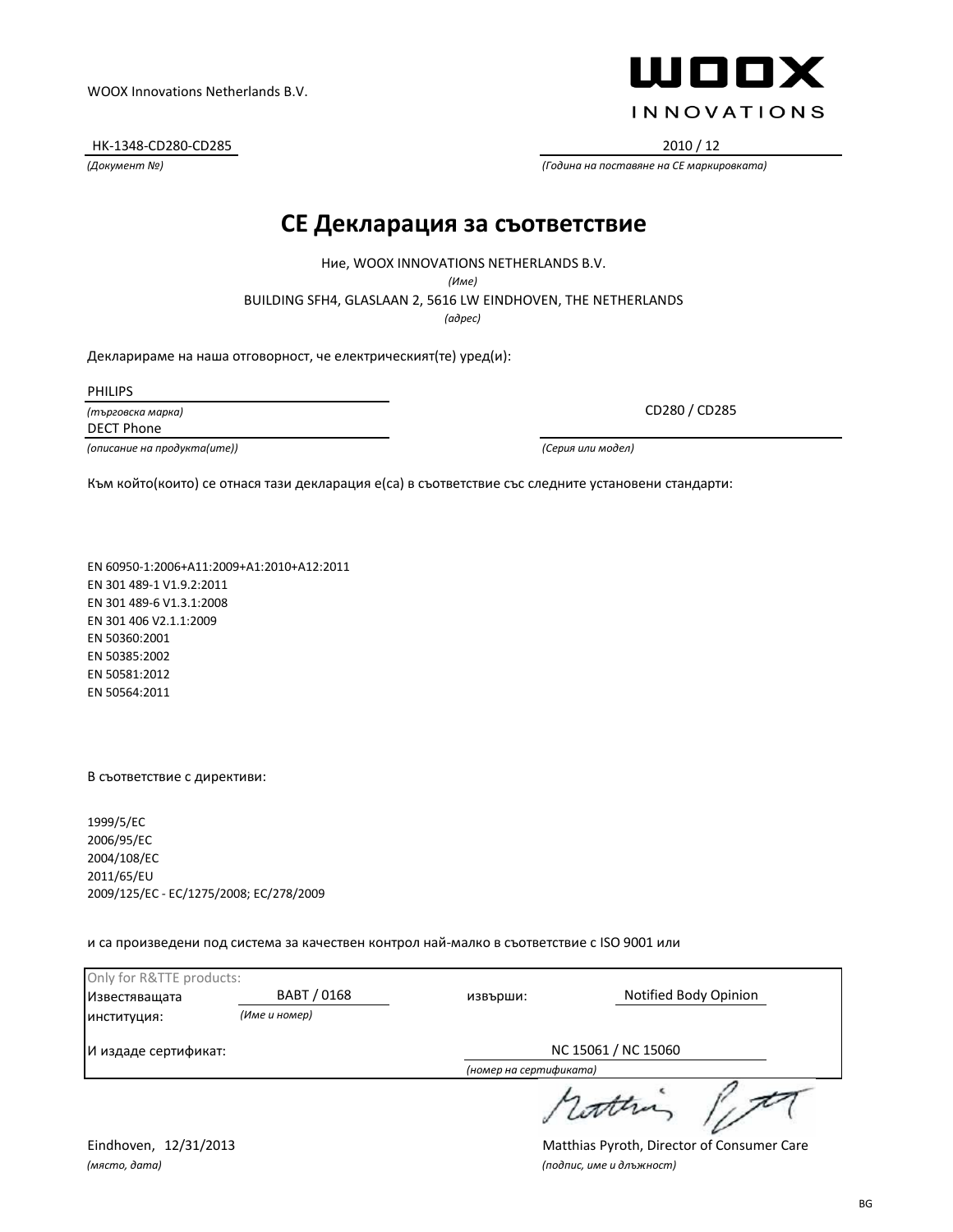WOOX Innovations Netherlands B.V.

HK-1348-CD280-CD285

*(Документ №)*

2010 / 12

*(Година на поставяне на CE маркировката)*

# CE Декларация за съответствие

Ние, WOOX INNOVATIONS NETHERLANDS B.V.

*(Име)*

BUILDING SFH4, GLASLAAN 2, 5616 LW EINDHOVEN, THE NETHERLANDS

*(адрес)*

Декларираме на наша отговорност, че електрическият(те) уред(и):

PHILIPS

*(търговска марка)*

DECT Phone

*(описание на продукта(ите))*

CD280 / CD285

*(Серия или модел)*

Към който(които) се отнася тази декларация е(са) в съответствие със следните установени стандарти:

EN 60950-1:2006+A11:2009+A1:2010+A12:2011
EN 301 489-1 V1.9.2:2011
EN 301 489-6 V1.3.1:2008
EN 301 406 V2.1.1:2009
EN 50360:2001
EN 50385:2002
EN 50581:2012
EN 50564:2011

В съответствие с директиви:

1999/5/EC
2006/95/EC
2004/108/EC
2011/65/EU
2009/125/EC - EC/1275/2008; EC/278/2009

и са произведени под система за качествен контрол най-малко в съответствие с ISO 9001 или

Only for R&TTE products:

Известяващата институция: BABT / 0168 *(Име и номер)* извърши: Notified Body Opinion

И издаде сертификат: NC 15061 / NC 15060 *(номер на сертификата)*

Eindhoven, 12/31/2013

*(място, дата)*

Matthias Pyroth, Director of Consumer Care

*(подпис, име и длъжност)*

BG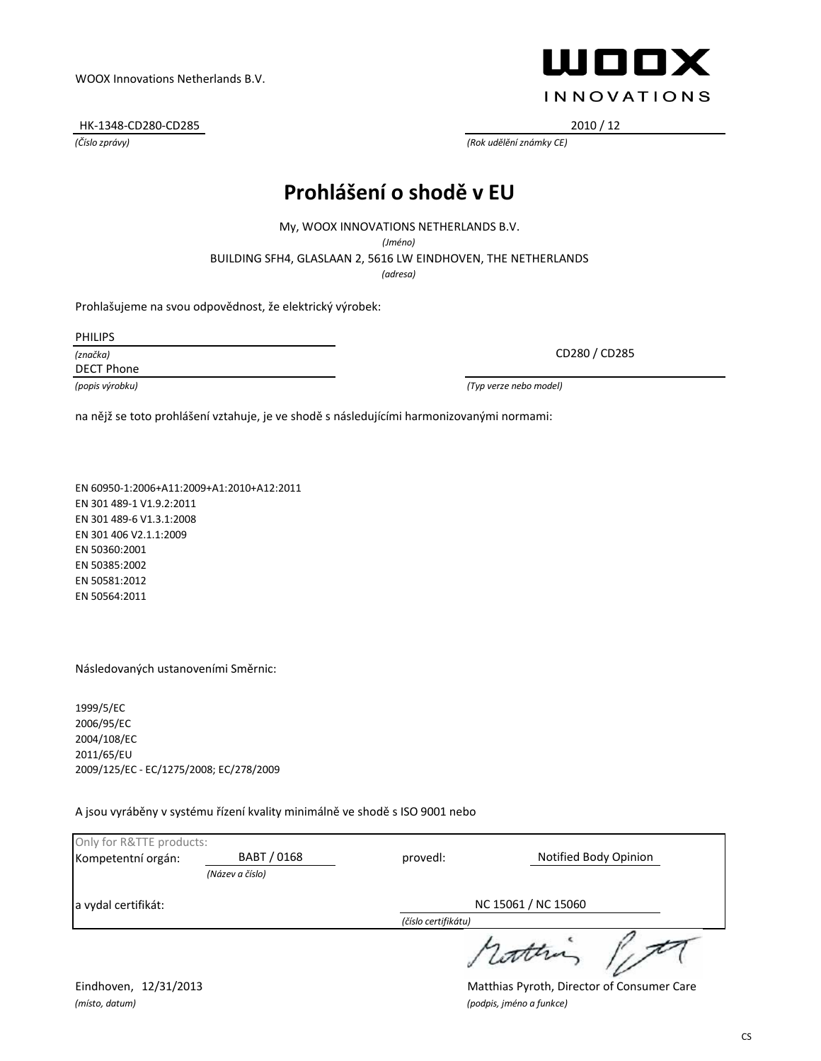WOOX Innovations Netherlands B.V.

WOOX INNOVATIONS

HK-1348-CD280-CD285
*(Číslo zprávy)*

2010 / 12
*(Rok udělění známky CE)*

# Prohlášení o shodě v EU

My, WOOX INNOVATIONS NETHERLANDS B.V.
*(Jméno)*
BUILDING SFH4, GLASLAAN 2, 5616 LW EINDHOVEN, THE NETHERLANDS
*(adresa)*

Prohlašujeme na svou odpovědnost, že elektrický výrobek:

PHILIPS
*(značka)*

DECT Phone
*(popis výrobku)*

CD280 / CD285
*(Typ verze nebo model)*

na nějž se toto prohlášení vztahuje, je ve shodě s následujícími harmonizovanými normami:

EN 60950-1:2006+A11:2009+A1:2010+A12:2011
EN 301 489-1 V1.9.2:2011
EN 301 489-6 V1.3.1:2008
EN 301 406 V2.1.1:2009
EN 50360:2001
EN 50385:2002
EN 50581:2012
EN 50564:2011

Následovaných ustanoveními Směrnic:

1999/5/EC
2006/95/EC
2004/108/EC
2011/65/EU
2009/125/EC - EC/1275/2008; EC/278/2009

A jsou vyráběny v systému řízení kvality minimálně ve shodě s ISO 9001 nebo

Only for R&TTE products:

Kompetentní orgán: BABT / 0168 *(Název a číslo)* provedl: Notified Body Opinion

a vydal certifikát: NC 15061 / NC 15060 *(číslo certifikátu)*

Eindhoven, 12/31/2013
*(místo, datum)*

Matthias Pyroth, Director of Consumer Care
*(podpis, jméno a funkce)*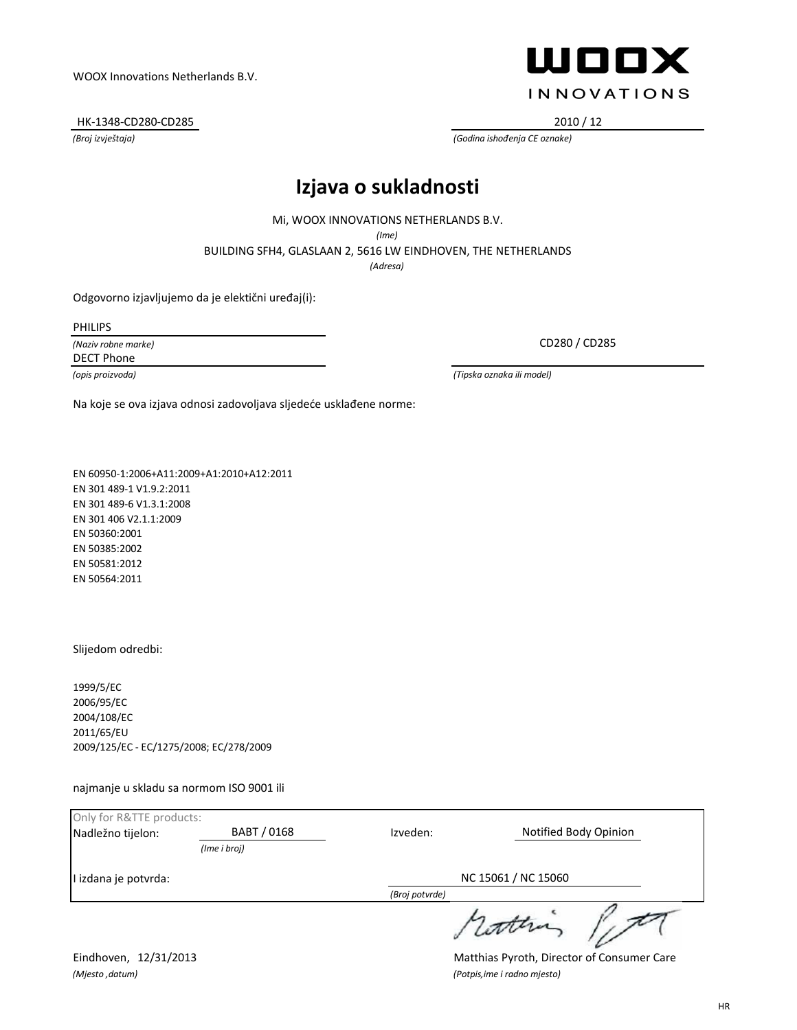WOOX Innovations Netherlands B.V.

WOOX INNOVATIONS

HK-1348-CD280-CD285
*(Broj izvještaja)*

2010 / 12
*(Godina ishođenja CE oznake)*

# Izjava o sukladnosti

Mi, WOOX INNOVATIONS NETHERLANDS B.V.
*(Ime)*

BUILDING SFH4, GLASLAAN 2, 5616 LW EINDHOVEN, THE NETHERLANDS
*(Adresa)*

Odgovorno izjavljujemo da je elektični uređaj(i):

PHILIPS
*(Naziv robne marke)*

DECT Phone
*(opis proizvoda)*

CD280 / CD285
*(Tipska oznaka ili model)*

Na koje se ova izjava odnosi zadovoljava sljedeće usklađene norme:

EN 60950-1:2006+A11:2009+A1:2010+A12:2011
EN 301 489-1 V1.9.2:2011
EN 301 489-6 V1.3.1:2008
EN 301 406 V2.1.1:2009
EN 50360:2001
EN 50385:2002
EN 50581:2012
EN 50564:2011

Slijedom odredbi:

1999/5/EC
2006/95/EC
2004/108/EC
2011/65/EU
2009/125/EC - EC/1275/2008; EC/278/2009

najmanje u skladu sa normom ISO 9001 ili

Only for R&TTE products:

Nadležno tijelon: BABT / 0168 *(Ime i broj)* Izveden: Notified Body Opinion

I izdana je potvrda: NC 15061 / NC 15060 *(Broj potvrde)*

Eindhoven, 12/31/2013
*(Mjesto ,datum)*

Matthias Pyroth, Director of Consumer Care
*(Potpis,ime i radno mjesto)*

HR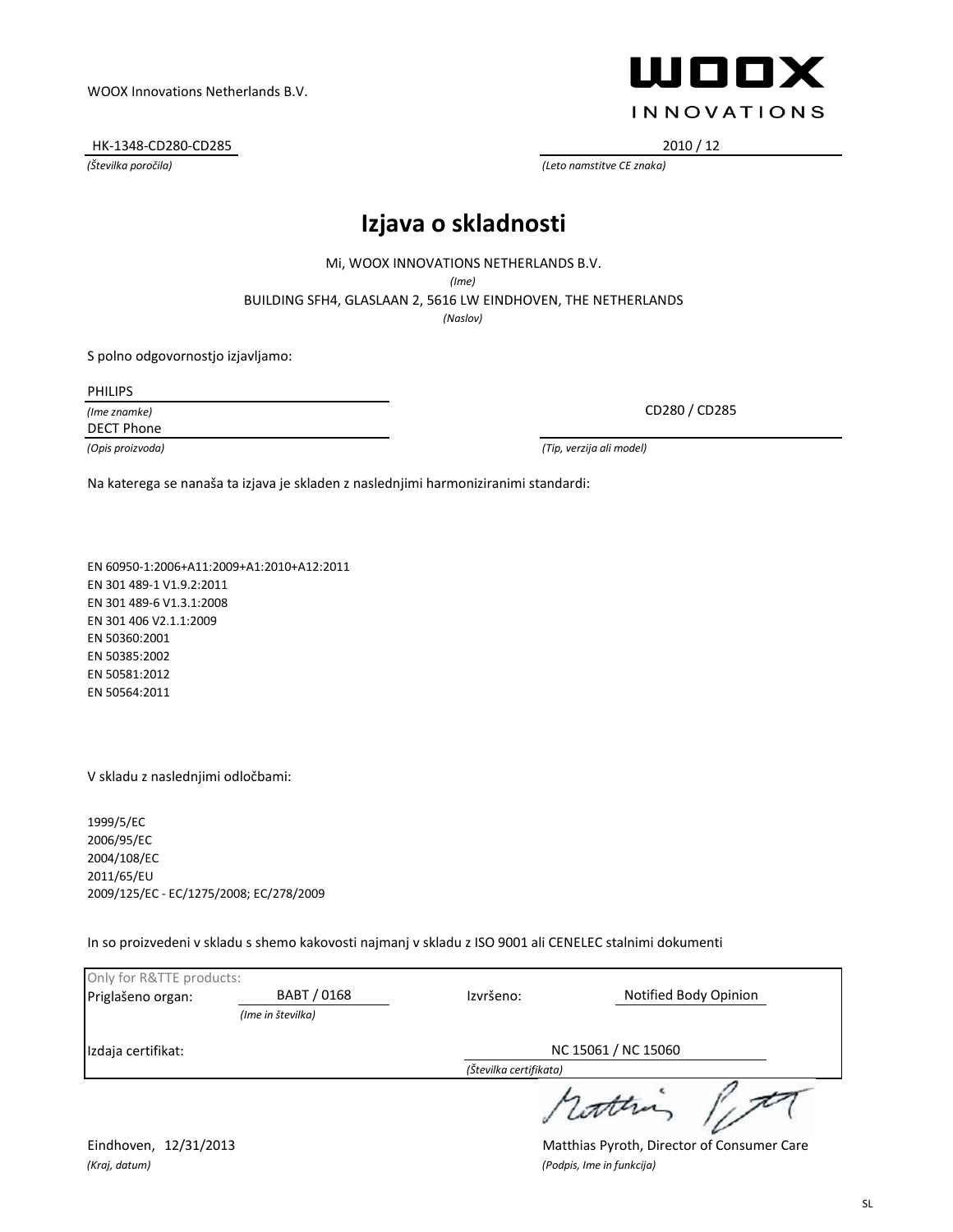WOOX Innovations Netherlands B.V.

**WOOX**
INNOVATIONS

HK-1348-CD280-CD285
*(Številka poročila)*

2010 / 12
*(Leto namstitve CE znaka)*

# Izjava o skladnosti

Mi, WOOX INNOVATIONS NETHERLANDS B.V.
*(Ime)*
BUILDING SFH4, GLASLAAN 2, 5616 LW EINDHOVEN, THE NETHERLANDS
*(Naslov)*

S polno odgovornostjo izjavljamo:

PHILIPS
*(Ime znamke)*
DECT Phone
*(Opis proizvoda)*

CD280 / CD285
*(Tip, verzija ali model)*

Na katerega se nanaša ta izjava je skladen z naslednjimi harmoniziranimi standardi:

EN 60950-1:2006+A11:2009+A1:2010+A12:2011
EN 301 489-1 V1.9.2:2011
EN 301 489-6 V1.3.1:2008
EN 301 406 V2.1.1:2009
EN 50360:2001
EN 50385:2002
EN 50581:2012
EN 50564:2011

V skladu z naslednjimi odločbami:

1999/5/EC
2006/95/EC
2004/108/EC
2011/65/EU
2009/125/EC - EC/1275/2008; EC/278/2009

In so proizvedeni v skladu s shemo kakovosti najmanj v skladu z ISO 9001 ali CENELEC stalnimi dokumenti

Only for R&TTE products:

| | | | |
|---|---|---|---|
| Priglašeno organ: | BABT / 0168 *(Ime in številka)* | Izvršeno: | Notified Body Opinion |
| Izdaja certifikat: | | | NC 15061 / NC 15060 *(Številka certifikata)* |

Eindhoven, 12/31/2013
*(Kraj, datum)*

Matthias Pyroth, Director of Consumer Care
*(Podpis, Ime in funkcija)*

SL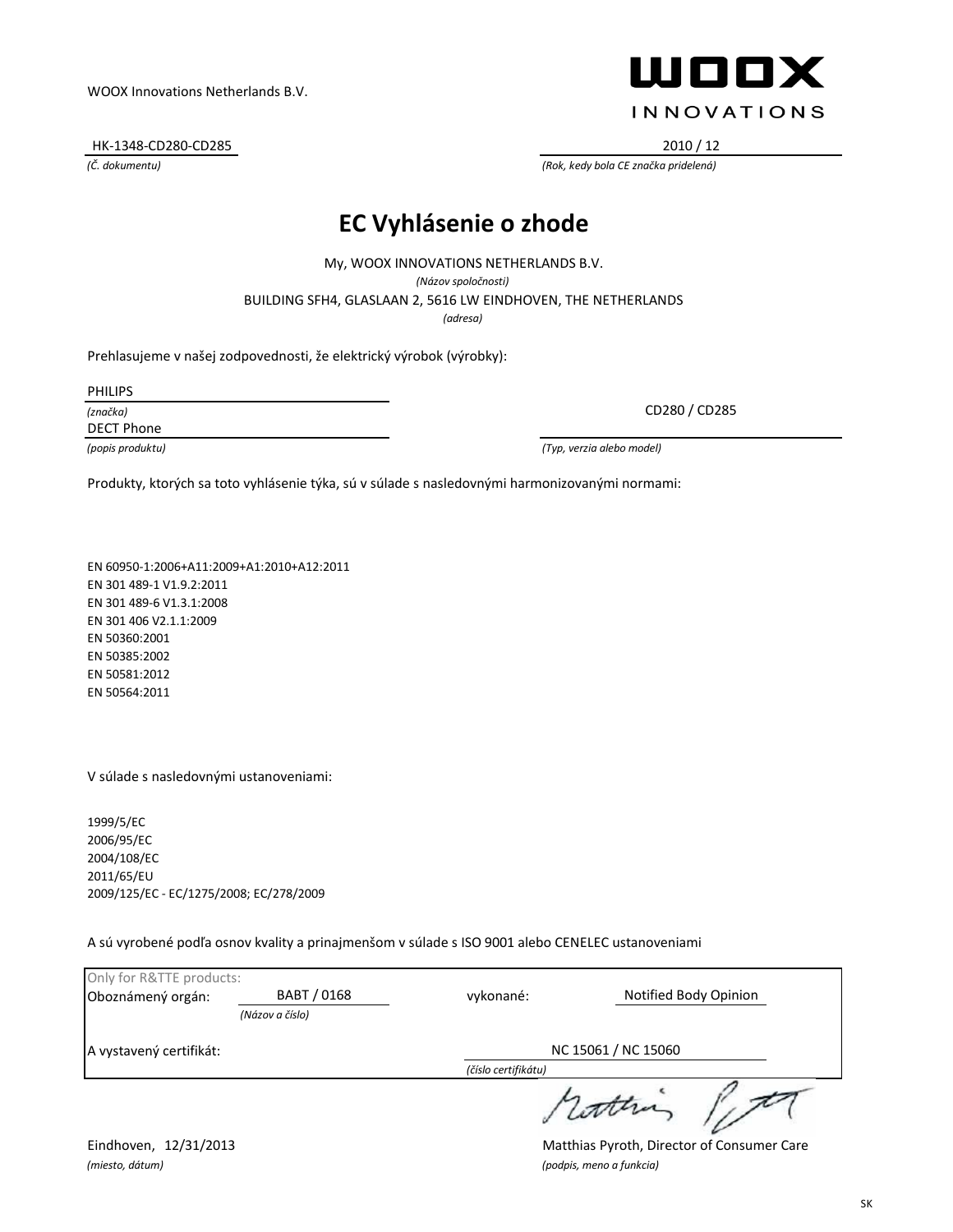WOOX Innovations Netherlands B.V.

**WOOX**
INNOVATIONS

HK-1348-CD280-CD285
*(Č. dokumentu)*

2010 / 12
*(Rok, kedy bola CE značka pridelená)*

# EC Vyhlásenie o zhode

My, WOOX INNOVATIONS NETHERLANDS B.V.
*(Názov spoločnosti)*

BUILDING SFH4, GLASLAAN 2, 5616 LW EINDHOVEN, THE NETHERLANDS
*(adresa)*

Prehlasujeme v našej zodpovednosti, že elektrický výrobok (výrobky):

PHILIPS
*(značka)*

DECT Phone
*(popis produktu)*

CD280 / CD285
*(Typ, verzia alebo model)*

Produkty, ktorých sa toto vyhlásenie týka, sú v súlade s nasledovnými harmonizovanými normami:

EN 60950-1:2006+A11:2009+A1:2010+A12:2011
EN 301 489-1 V1.9.2:2011
EN 301 489-6 V1.3.1:2008
EN 301 406 V2.1.1:2009
EN 50360:2001
EN 50385:2002
EN 50581:2012
EN 50564:2011

V súlade s nasledovnými ustanoveniami:

1999/5/EC
2006/95/EC
2004/108/EC
2011/65/EU
2009/125/EC - EC/1275/2008; EC/278/2009

A sú vyrobené podľa osnov kvality a prinajmenšom v súlade s ISO 9001 alebo CENELEC ustanoveniami

Only for R&TTE products:

Oboznámený orgán: BABT / 0168 *(Názov a číslo)* vykonané: Notified Body Opinion

A vystavený certifikát: NC 15061 / NC 15060 *(číslo certifikátu)*

Eindhoven, 12/31/2013
*(miesto, dátum)*

Matthias Pyroth, Director of Consumer Care
*(podpis, meno a funkcia)*

SK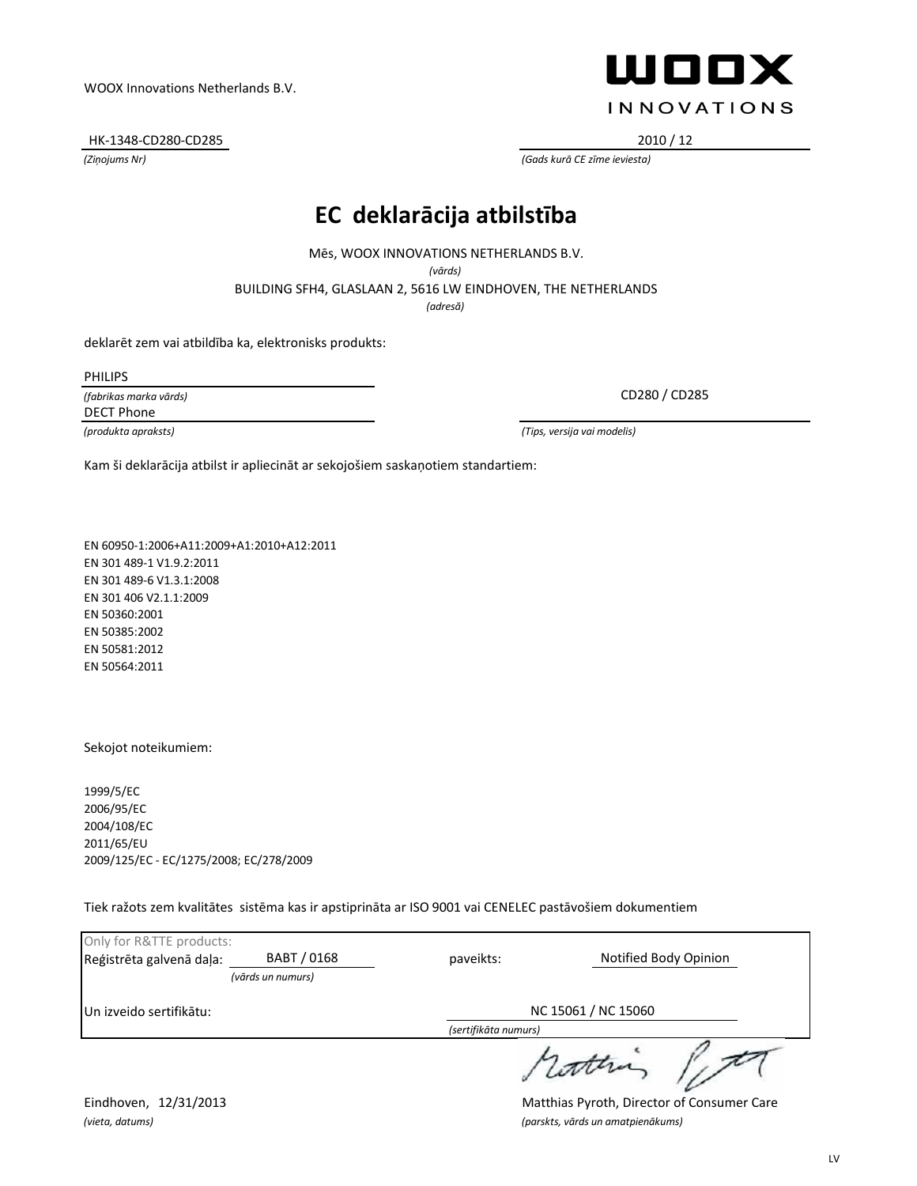WOOX Innovations Netherlands B.V.

WOOX INNOVATIONS

HK-1348-CD280-CD285
*(Ziņojums Nr)*

2010 / 12
*(Gads kurā CE zīme ieviesta)*

# EC deklarācija atbilstība

Mēs, WOOX INNOVATIONS NETHERLANDS B.V.
*(vārds)*

BUILDING SFH4, GLASLAAN 2, 5616 LW EINDHOVEN, THE NETHERLANDS
*(adresā)*

deklarēt zem vai atbildība ka, elektronisks produkts:

PHILIPS
*(fabrikas marka vārds)*

DECT Phone
*(produkta apraksts)*

CD280 / CD285
*(Tips, versija vai modelis)*

Kam ši deklarācija atbilst ir apliecināt ar sekojošiem saskaņotiem standartiem:

EN 60950-1:2006+A11:2009+A1:2010+A12:2011
EN 301 489-1 V1.9.2:2011
EN 301 489-6 V1.3.1:2008
EN 301 406 V2.1.1:2009
EN 50360:2001
EN 50385:2002
EN 50581:2012
EN 50564:2011

Sekojot noteikumiem:

1999/5/EC
2006/95/EC
2004/108/EC
2011/65/EU
2009/125/EC - EC/1275/2008; EC/278/2009

Tiek ražots zem kvalitātes sistēma kas ir apstiprināta ar ISO 9001 vai CENELEC pastāvošiem dokumentiem

Only for R&TTE products:

Reģistrēta galvenā daļa: BABT / 0168 *(vārds un numurs)* paveikts: Notified Body Opinion

Un izveido sertifikātu: NC 15061 / NC 15060 *(sertifikāta numurs)*

Eindhoven, 12/31/2013
*(vieta, datums)*

Matthias Pyroth, Director of Consumer Care
*(parskts, vārds un amatpienākums)*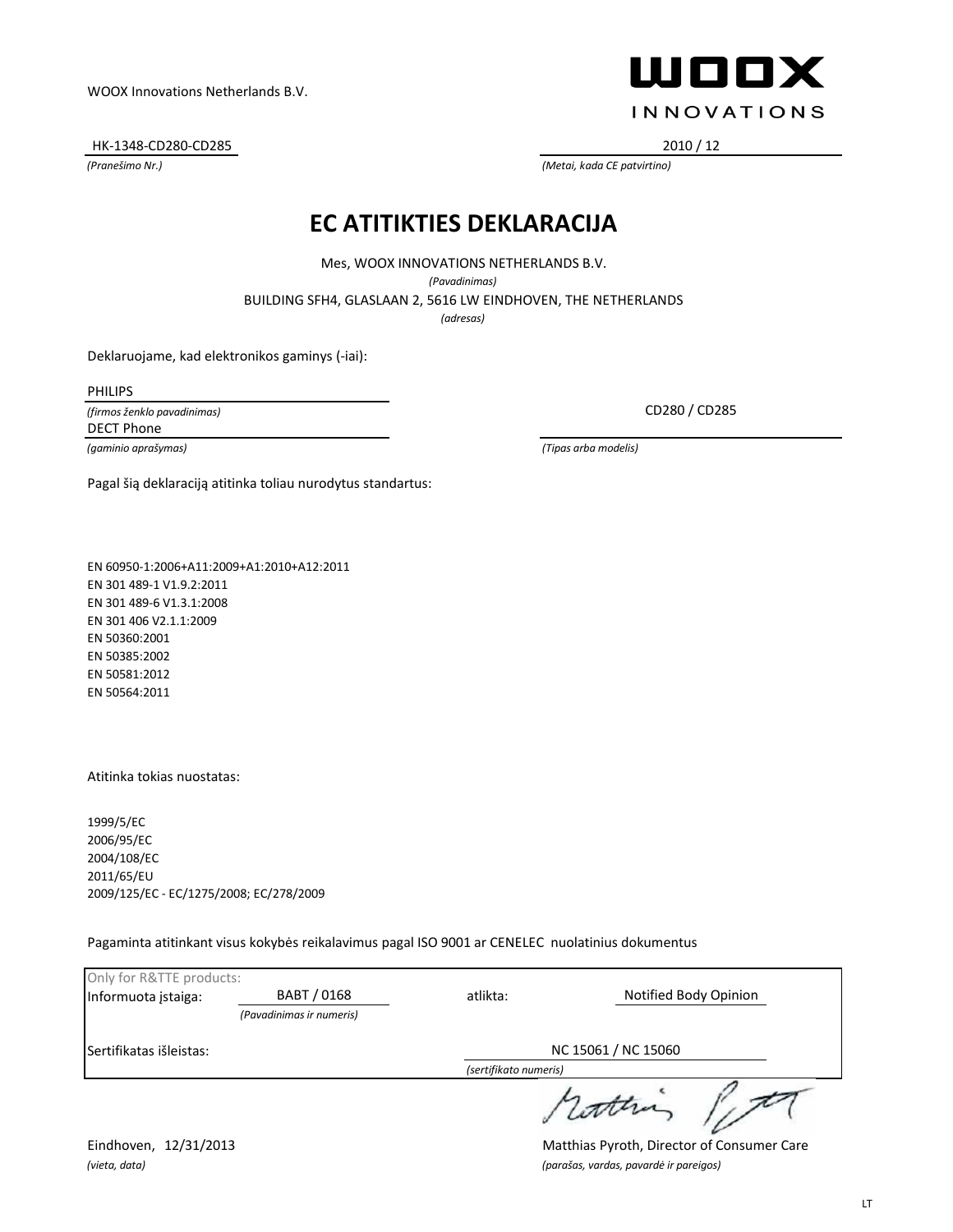WOOX Innovations Netherlands B.V.

WOOX INNOVATIONS

HK-1348-CD280-CD285

*(Pranešimo Nr.)*

2010 / 12

*(Metai, kada CE patvirtino)*

# EC ATITIKTIES DEKLARACIJA

Mes, WOOX INNOVATIONS NETHERLANDS B.V.

*(Pavadinimas)*

BUILDING SFH4, GLASLAAN 2, 5616 LW EINDHOVEN, THE NETHERLANDS

*(adresas)*

Deklaruojame, kad elektronikos gaminys (-iai):

PHILIPS

*(firmos ženklo pavadinimas)*

DECT Phone

*(gaminio aprašymas)*

CD280 / CD285

*(Tipas arba modelis)*

Pagal šią deklaraciją atitinka toliau nurodytus standartus:

EN 60950-1:2006+A11:2009+A1:2010+A12:2011
EN 301 489-1 V1.9.2:2011
EN 301 489-6 V1.3.1:2008
EN 301 406 V2.1.1:2009
EN 50360:2001
EN 50385:2002
EN 50581:2012
EN 50564:2011

Atitinka tokias nuostatas:

1999/5/EC
2006/95/EC
2004/108/EC
2011/65/EU
2009/125/EC - EC/1275/2008; EC/278/2009

Pagaminta atitinkant visus kokybės reikalavimus pagal ISO 9001 ar CENELEC nuolatinius dokumentus

Only for R&TTE products:

Informuota įstaiga: BABT / 0168 *(Pavadinimas ir numeris)* atlikta: Notified Body Opinion

Sertifikatas išleistas: NC 15061 / NC 15060 *(sertifikato numeris)*

Eindhoven, 12/31/2013

*(vieta, data)*

Matthias Pyroth, Director of Consumer Care

*(parašas, vardas, pavardė ir pareigos)*

LT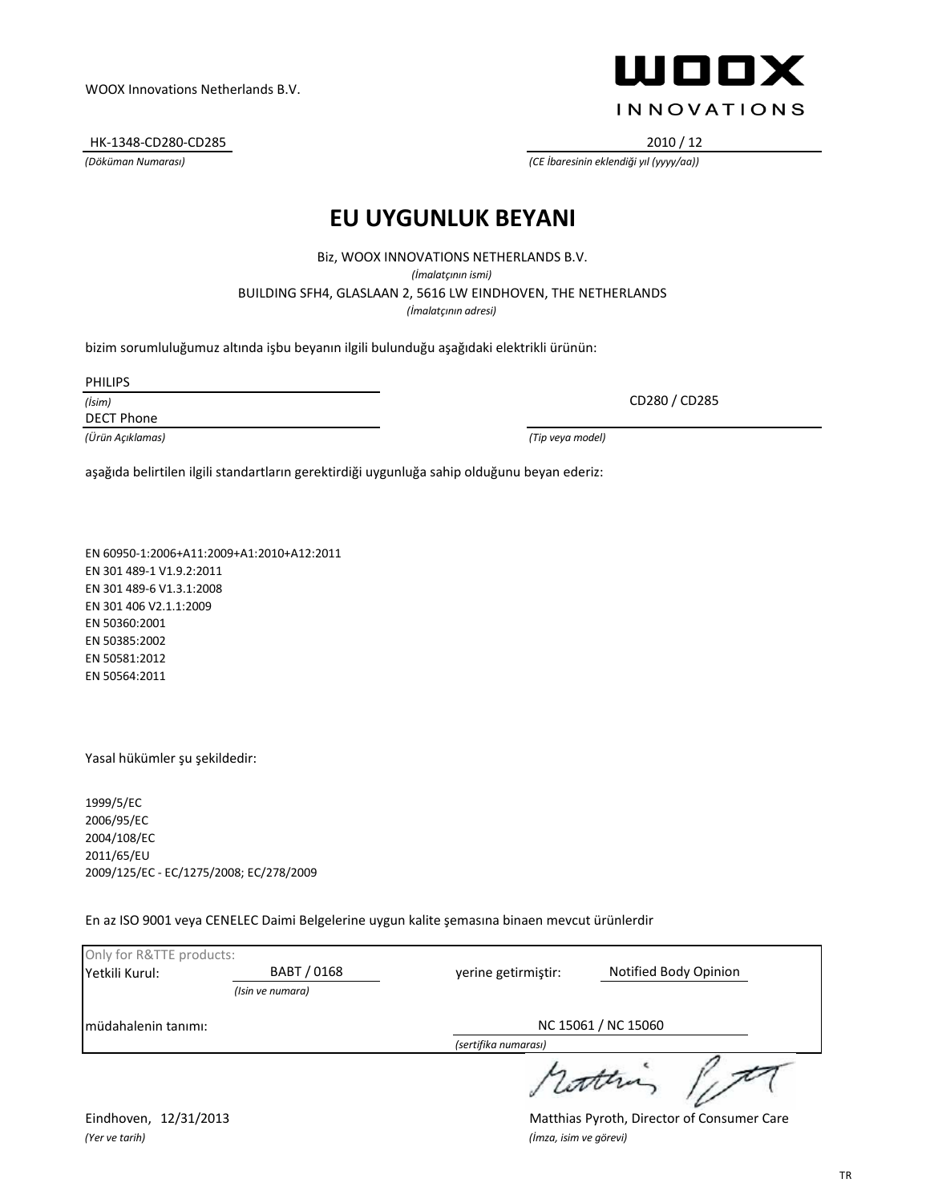WOOX Innovations Netherlands B.V.

WOOX INNOVATIONS

HK-1348-CD280-CD285

*(Döküman Numarası)*

2010 / 12

*(CE İbaresinin eklendiği yıl (yyyy/aa))*

# EU UYGUNLUK BEYANI

Biz, WOOX INNOVATIONS NETHERLANDS B.V.

*(İmalatçının ismi)*

BUILDING SFH4, GLASLAAN 2, 5616 LW EINDHOVEN, THE NETHERLANDS

*(İmalatçının adresi)*

bizim sorumluluğumuz altında işbu beyanın ilgili bulunduğu aşağıdaki elektrikli ürünün:

PHILIPS

*(İsim)*

DECT Phone

*(Ürün Açıklamas)*

CD280 / CD285

*(Tip veya model)*

aşağıda belirtilen ilgili standartların gerektirdiği uygunluğa sahip olduğunu beyan ederiz:

EN 60950-1:2006+A11:2009+A1:2010+A12:2011
EN 301 489-1 V1.9.2:2011
EN 301 489-6 V1.3.1:2008
EN 301 406 V2.1.1:2009
EN 50360:2001
EN 50385:2002
EN 50581:2012
EN 50564:2011

Yasal hükümler şu şekildedir:

1999/5/EC
2006/95/EC
2004/108/EC
2011/65/EU
2009/125/EC - EC/1275/2008; EC/278/2009

En az ISO 9001 veya CENELEC Daimi Belgelerine uygun kalite şemasına binaen mevcut ürünlerdir

Only for R&TTE products:

Yetkili Kurul: BABT / 0168 *(Isin ve numara)* yerine getirmiştir: Notified Body Opinion

müdahalenin tanımı: NC 15061 / NC 15060 *(sertifika numarası)*

Eindhoven, 12/31/2013

*(Yer ve tarih)*

Matthias Pyroth, Director of Consumer Care

*(İmza, isim ve görevi)*

TR